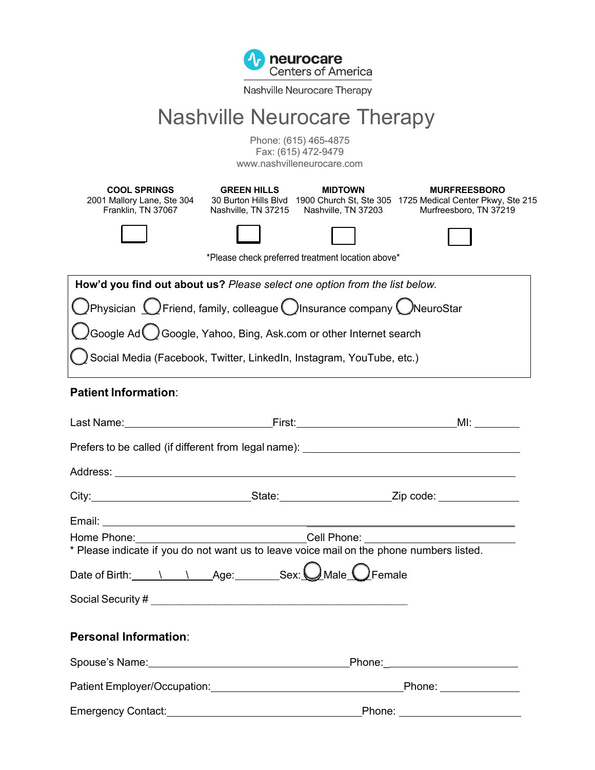neurocare
Centers of America

Nashville Neurocare Therapy

# Nashville Neurocare Therapy

Phone: (615) 465-4875
Fax: (615) 472-9479
www.nashvilleneurocare.com

| COOL SPRINGS | GREEN HILLS | MIDTOWN | MURFREESBORO |
|---|---|---|---|
| 2001 Mallory Lane, Ste 304<br>Franklin, TN 37067 | 30 Burton Hills Blvd<br>Nashville, TN 37215 | 1900 Church St, Ste 305<br>Nashville, TN 37203 | 1725 Medical Center Pkwy, Ste 215<br>Murfreesboro, TN 37219 |
| ☐ | ☐ | ☐ | ☐ |

*Please check preferred treatment location above*

**How'd you find out about us?** *Please select one option from the list below.*

◯ Physician ◯ Friend, family, colleague ◯ Insurance company ◯ NeuroStar

◯ Google Ad ◯ Google, Yahoo, Bing, Ask.com or other Internet search

◯ Social Media (Facebook, Twitter, LinkedIn, Instagram, YouTube, etc.)

**Patient Information**:

Last Name:__________________________ First:____________________________ MI: ________

Prefers to be called (if different from legal name): ______________________________________

Address: _________________________________________________________________________

City:____________________________ State:____________________ Zip code: ______________

Email: ____________________________________________________________________________

Home Phone:______________________________ Cell Phone: ____________________________

* Please indicate if you do not want us to leave voice mail on the phone numbers listed.

Date of Birth:_____\_____\_____ Age:________ Sex: ◯ Male ◯ Female

Social Security # ______________________________________________

**Personal Information**:

Spouse's Name:____________________________________ Phone:_______________________

Patient Employer/Occupation:__________________________________ Phone: ______________

Emergency Contact:___________________________________ Phone: ____________________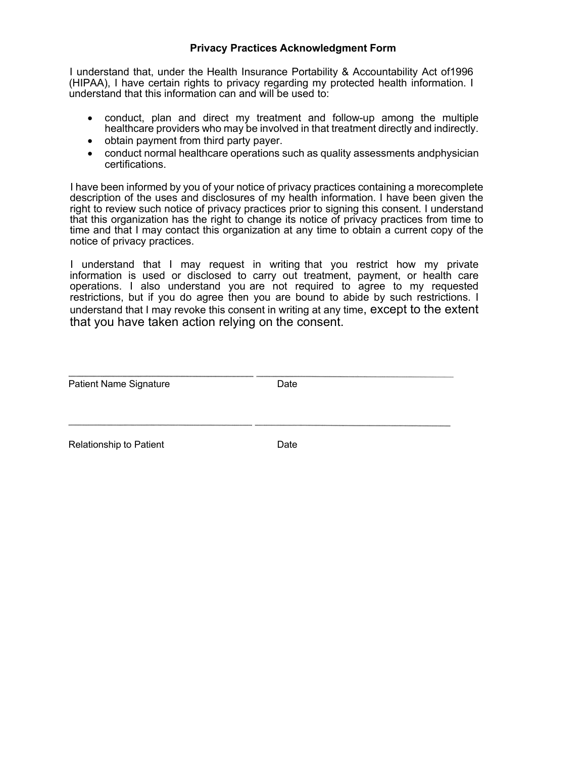## Privacy Practices Acknowledgment Form

I understand that, under the Health Insurance Portability & Accountability Act of1996 (HIPAA), I have certain rights to privacy regarding my protected health information. I understand that this information can and will be used to:

- conduct, plan and direct my treatment and follow-up among the multiple healthcare providers who may be involved in that treatment directly and indirectly.
- obtain payment from third party payer.
- conduct normal healthcare operations such as quality assessments andphysician certifications.

I have been informed by you of your notice of privacy practices containing a morecomplete description of the uses and disclosures of my health information. I have been given the right to review such notice of privacy practices prior to signing this consent. I understand that this organization has the right to change its notice of privacy practices from time to time and that I may contact this organization at any time to obtain a current copy of the notice of privacy practices.

I understand that I may request in writing that you restrict how my private information is used or disclosed to carry out treatment, payment, or health care operations. I also understand you are not required to agree to my requested restrictions, but if you do agree then you are bound to abide by such restrictions. I understand that I may revoke this consent in writing at any time, except to the extent that you have taken action relying on the consent.

\_\_\_\_\_\_\_\_\_\_\_\_\_\_\_\_\_\_\_\_\_\_\_\_\_\_\_\_\_\_ \_\_\_\_\_\_\_\_\_\_\_\_\_\_\_\_\_\_\_\_\_\_\_\_\_\_\_\_\_\_

Patient Name Signature Date

\_\_\_\_\_\_\_\_\_\_\_\_\_\_\_\_\_\_\_\_\_\_\_\_\_\_\_\_\_\_ \_\_\_\_\_\_\_\_\_\_\_\_\_\_\_\_\_\_\_\_\_\_\_\_\_\_\_\_\_\_

Relationship to Patient Date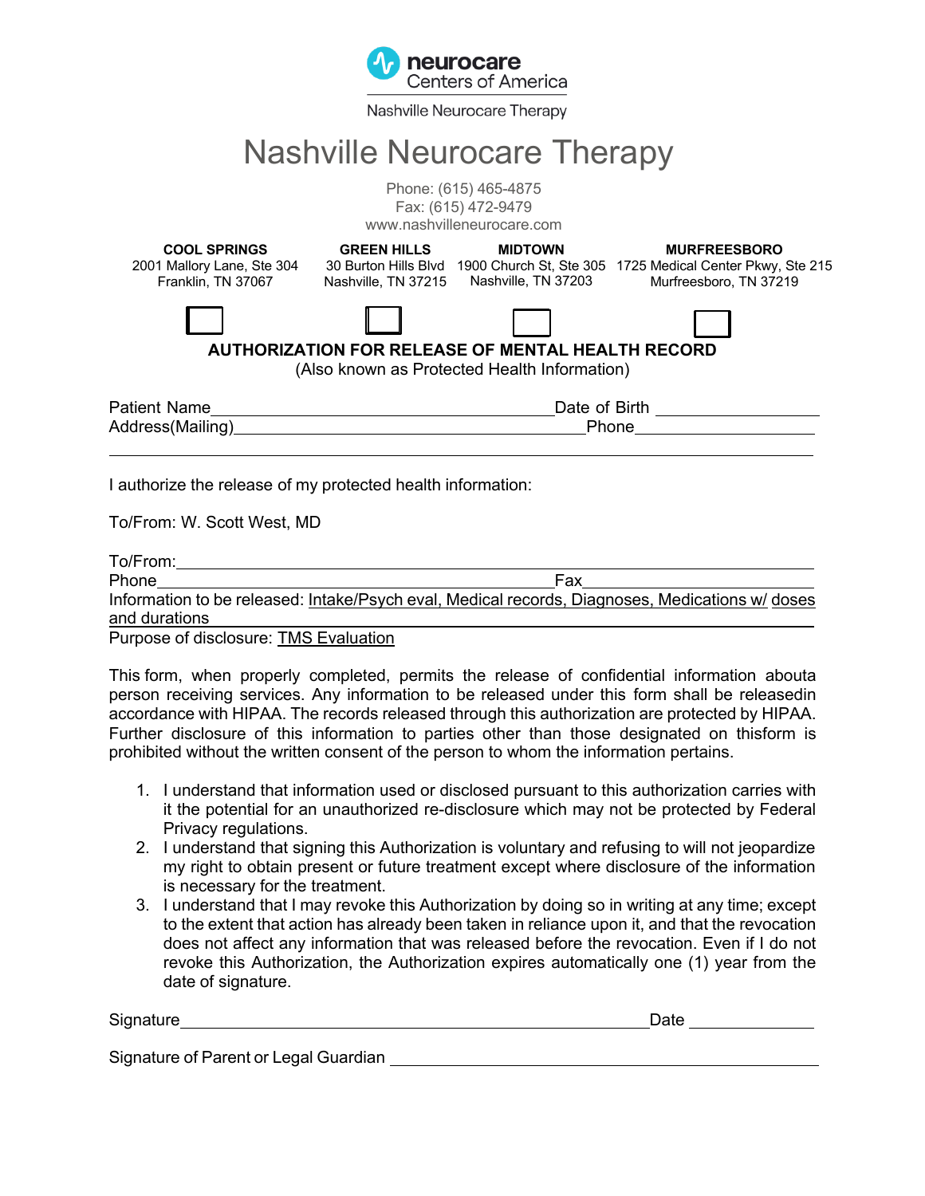neurocare
Centers of America

Nashville Neurocare Therapy

# Nashville Neurocare Therapy

Phone: (615) 465-4875
Fax: (615) 472-9479
www.nashvilleneurocare.com

| **COOL SPRINGS** | **GREEN HILLS** | **MIDTOWN** | **MURFREESBORO** |
|---|---|---|---|
| 2001 Mallory Lane, Ste 304 | 30 Burton Hills Blvd | 1900 Church St, Ste 305 | 1725 Medical Center Pkwy, Ste 215 |
| Franklin, TN 37067 | Nashville, TN 37215 | Nashville, TN 37203 | Murfreesboro, TN 37219 |
| ☐ | ☐ | ☐ | ☐ |

## AUTHORIZATION FOR RELEASE OF MENTAL HEALTH RECORD

(Also known as Protected Health Information)

Patient Name\_\_\_\_\_\_\_\_\_\_\_\_\_\_\_\_\_\_\_\_\_\_\_\_\_\_\_\_\_\_\_\_\_\_\_\_\_\_\_\_Date of Birth \_\_\_\_\_\_\_\_\_\_\_\_\_\_\_\_\_\_
Address(Mailing)\_\_\_\_\_\_\_\_\_\_\_\_\_\_\_\_\_\_\_\_\_\_\_\_\_\_\_\_\_\_\_\_\_\_\_\_\_\_\_\_Phone\_\_\_\_\_\_\_\_\_\_\_\_\_\_\_\_\_\_\_\_
\_\_\_\_\_\_\_\_\_\_\_\_\_\_\_\_\_\_\_\_\_\_\_\_\_\_\_\_\_\_\_\_\_\_\_\_\_\_\_\_\_\_\_\_\_\_\_\_\_\_\_\_\_\_\_\_\_\_\_\_\_\_\_\_\_\_\_\_\_\_\_\_\_\_\_\_\_\_\_\_

I authorize the release of my protected health information:

To/From: W. Scott West, MD

To/From:\_\_\_\_\_\_\_\_\_\_\_\_\_\_\_\_\_\_\_\_\_\_\_\_\_\_\_\_\_\_\_\_\_\_\_\_\_\_\_\_\_\_\_\_\_\_\_\_\_\_\_\_\_\_\_\_\_\_\_\_\_\_\_\_\_\_\_\_\_\_\_\_
Phone\_\_\_\_\_\_\_\_\_\_\_\_\_\_\_\_\_\_\_\_\_\_\_\_\_\_\_\_\_\_\_\_\_\_\_\_\_\_\_\_\_\_\_\_\_\_\_Fax\_\_\_\_\_\_\_\_\_\_\_\_\_\_\_\_\_\_\_\_\_\_\_\_\_
Information to be released: <u>Intake/Psych eval, Medical records, Diagnoses, Medications w/ doses and durations</u>
Purpose of disclosure: <u>TMS Evaluation</u>

This form, when properly completed, permits the release of confidential information abouta person receiving services. Any information to be released under this form shall be releasedin accordance with HIPAA. The records released through this authorization are protected by HIPAA. Further disclosure of this information to parties other than those designated on thisform is prohibited without the written consent of the person to whom the information pertains.

1. I understand that information used or disclosed pursuant to this authorization carries with it the potential for an unauthorized re-disclosure which may not be protected by Federal Privacy regulations.
2. I understand that signing this Authorization is voluntary and refusing to will not jeopardize my right to obtain present or future treatment except where disclosure of the information is necessary for the treatment.
3. I understand that I may revoke this Authorization by doing so in writing at any time; except to the extent that action has already been taken in reliance upon it, and that the revocation does not affect any information that was released before the revocation. Even if I do not revoke this Authorization, the Authorization expires automatically one (1) year from the date of signature.

Signature\_\_\_\_\_\_\_\_\_\_\_\_\_\_\_\_\_\_\_\_\_\_\_\_\_\_\_\_\_\_\_\_\_\_\_\_\_\_\_\_\_\_\_\_\_\_\_\_\_\_\_\_\_\_\_Date \_\_\_\_\_\_\_\_\_\_\_\_\_\_

Signature of Parent or Legal Guardian \_\_\_\_\_\_\_\_\_\_\_\_\_\_\_\_\_\_\_\_\_\_\_\_\_\_\_\_\_\_\_\_\_\_\_\_\_\_\_\_\_\_\_\_\_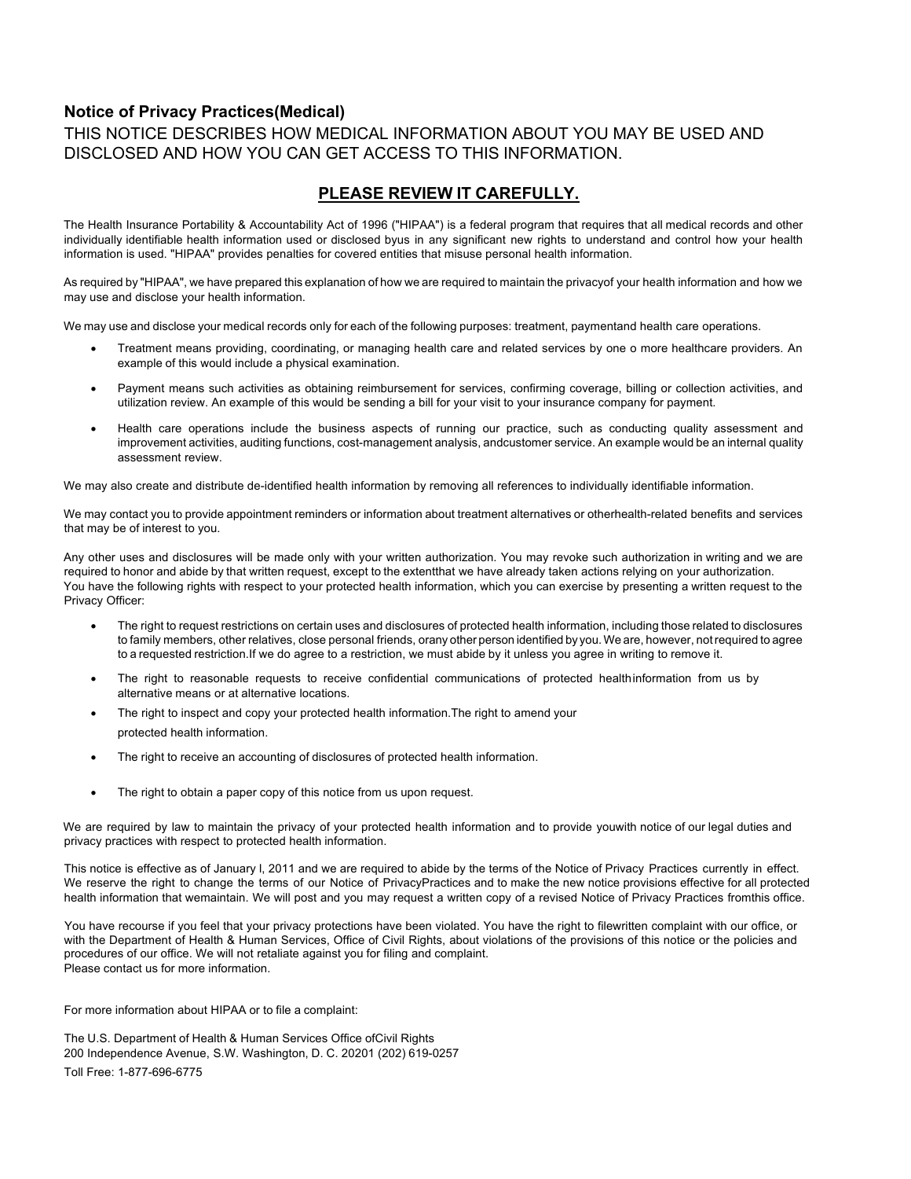## Notice of Privacy Practices(Medical)

THIS NOTICE DESCRIBES HOW MEDICAL INFORMATION ABOUT YOU MAY BE USED AND DISCLOSED AND HOW YOU CAN GET ACCESS TO THIS INFORMATION.

**PLEASE REVIEW IT CAREFULLY.**

The Health Insurance Portability & Accountability Act of 1996 ("HIPAA") is a federal program that requires that all medical records and other individually identifiable health information used or disclosed byus in any significant new rights to understand and control how your health information is used. "HIPAA" provides penalties for covered entities that misuse personal health information.

As required by "HIPAA", we have prepared this explanation of how we are required to maintain the privacyof your health information and how we may use and disclose your health information.

We may use and disclose your medical records only for each of the following purposes: treatment, paymentand health care operations.

- Treatment means providing, coordinating, or managing health care and related services by one o more healthcare providers. An example of this would include a physical examination.
- Payment means such activities as obtaining reimbursement for services, confirming coverage, billing or collection activities, and utilization review. An example of this would be sending a bill for your visit to your insurance company for payment.
- Health care operations include the business aspects of running our practice, such as conducting quality assessment and improvement activities, auditing functions, cost-management analysis, andcustomer service. An example would be an internal quality assessment review.

We may also create and distribute de-identified health information by removing all references to individually identifiable information.

We may contact you to provide appointment reminders or information about treatment alternatives or otherhealth-related benefits and services that may be of interest to you.

Any other uses and disclosures will be made only with your written authorization. You may revoke such authorization in writing and we are required to honor and abide by that written request, except to the extentthat we have already taken actions relying on your authorization.
You have the following rights with respect to your protected health information, which you can exercise by presenting a written request to the Privacy Officer:

- The right to request restrictions on certain uses and disclosures of protected health information, including those related to disclosures to family members, other relatives, close personal friends, orany other person identified by you. We are, however, not required to agree to a requested restriction.If we do agree to a restriction, we must abide by it unless you agree in writing to remove it.
- The right to reasonable requests to receive confidential communications of protected healthinformation from us by alternative means or at alternative locations.
- The right to inspect and copy your protected health information.The right to amend your protected health information.
- The right to receive an accounting of disclosures of protected health information.
- The right to obtain a paper copy of this notice from us upon request.

We are required by law to maintain the privacy of your protected health information and to provide youwith notice of our legal duties and privacy practices with respect to protected health information.

This notice is effective as of January l, 2011 and we are required to abide by the terms of the Notice of Privacy Practices currently in effect. We reserve the right to change the terms of our Notice of PrivacyPractices and to make the new notice provisions effective for all protected health information that wemaintain. We will post and you may request a written copy of a revised Notice of Privacy Practices fromthis office.

You have recourse if you feel that your privacy protections have been violated. You have the right to filewritten complaint with our office, or with the Department of Health & Human Services, Office of Civil Rights, about violations of the provisions of this notice or the policies and procedures of our office. We will not retaliate against you for filing and complaint.
Please contact us for more information.

For more information about HIPAA or to file a complaint:

The U.S. Department of Health & Human Services Office ofCivil Rights
200 Independence Avenue, S.W. Washington, D. C. 20201 (202) 619-0257
Toll Free: 1-877-696-6775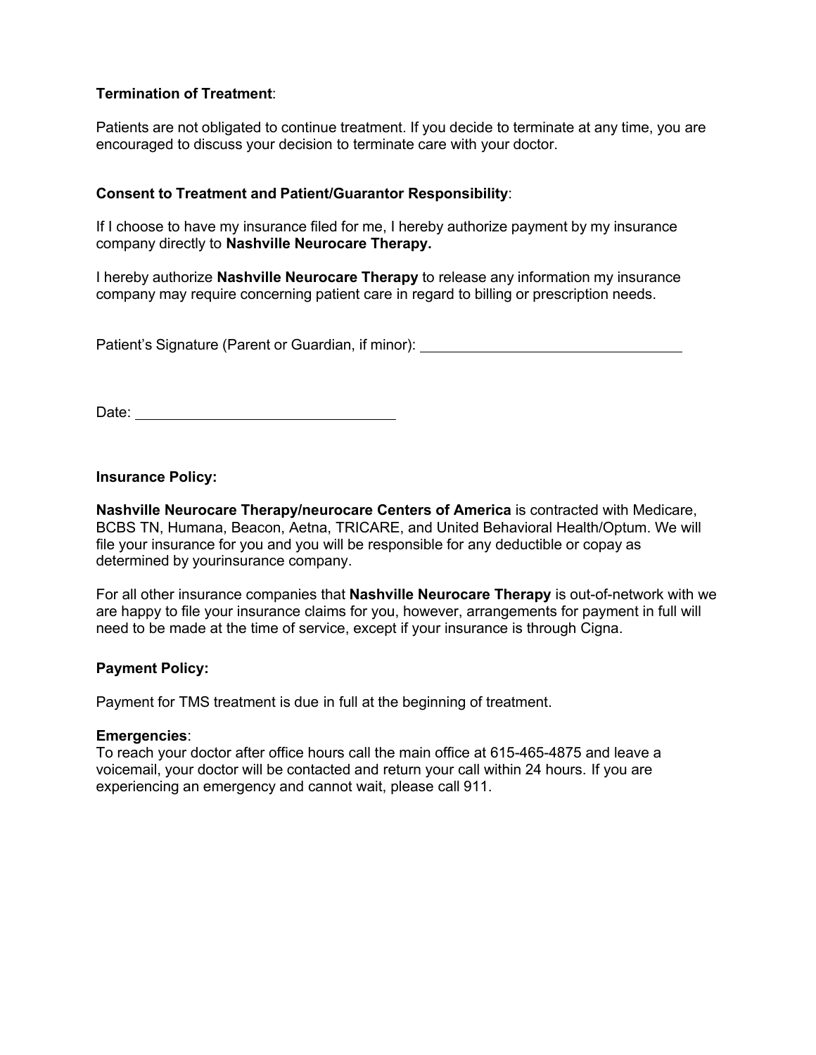**Termination of Treatment**:

Patients are not obligated to continue treatment. If you decide to terminate at any time, you are encouraged to discuss your decision to terminate care with your doctor.

**Consent to Treatment and Patient/Guarantor Responsibility**:

If I choose to have my insurance filed for me, I hereby authorize payment by my insurance company directly to **Nashville Neurocare Therapy.**

I hereby authorize **Nashville Neurocare Therapy** to release any information my insurance company may require concerning patient care in regard to billing or prescription needs.

Patient's Signature (Parent or Guardian, if minor): ________________________________

Date: ________________________________

**Insurance Policy:**

**Nashville Neurocare Therapy/neurocare Centers of America** is contracted with Medicare, BCBS TN, Humana, Beacon, Aetna, TRICARE, and United Behavioral Health/Optum. We will file your insurance for you and you will be responsible for any deductible or copay as determined by yourinsurance company.

For all other insurance companies that **Nashville Neurocare Therapy** is out-of-network with we are happy to file your insurance claims for you, however, arrangements for payment in full will need to be made at the time of service, except if your insurance is through Cigna.

**Payment Policy:**

Payment for TMS treatment is due in full at the beginning of treatment.

**Emergencies**:
To reach your doctor after office hours call the main office at 615-465-4875 and leave a voicemail, your doctor will be contacted and return your call within 24 hours. If you are experiencing an emergency and cannot wait, please call 911.